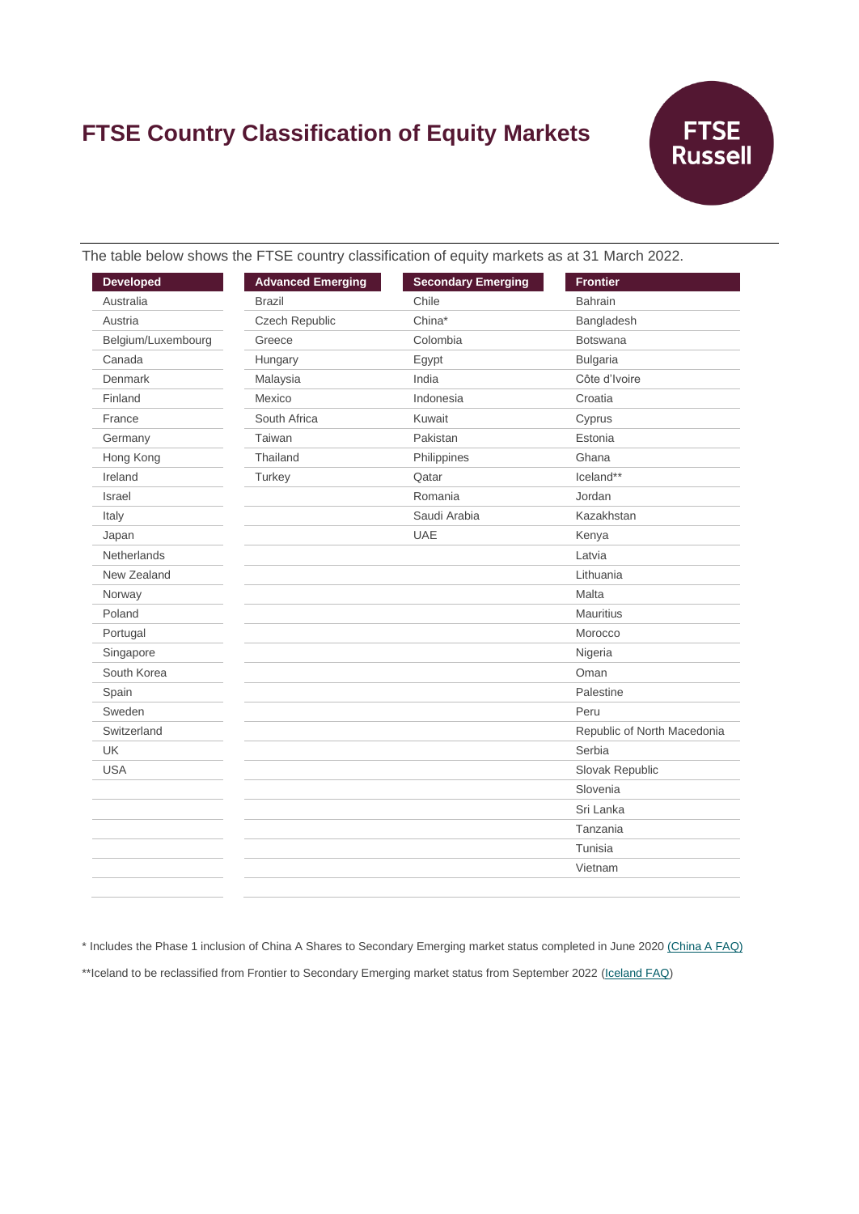# FTSE Country Classification of Equity Markets

The table below shows the FTSE country classification of equity markets as at 31 March 2022.

| Developed | Advanced Emerging | Secondary Emerging | Frontier |
|---|---|---|---|
| Australia | Brazil | Chile | Bahrain |
| Austria | Czech Republic | China* | Bangladesh |
| Belgium/Luxembourg | Greece | Colombia | Botswana |
| Canada | Hungary | Egypt | Bulgaria |
| Denmark | Malaysia | India | Côte d'Ivoire |
| Finland | Mexico | Indonesia | Croatia |
| France | South Africa | Kuwait | Cyprus |
| Germany | Taiwan | Pakistan | Estonia |
| Hong Kong | Thailand | Philippines | Ghana |
| Ireland | Turkey | Qatar | Iceland** |
| Israel | | Romania | Jordan |
| Italy | | Saudi Arabia | Kazakhstan |
| Japan | | UAE | Kenya |
| Netherlands | | | Latvia |
| New Zealand | | | Lithuania |
| Norway | | | Malta |
| Poland | | | Mauritius |
| Portugal | | | Morocco |
| Singapore | | | Nigeria |
| South Korea | | | Oman |
| Spain | | | Palestine |
| Sweden | | | Peru |
| Switzerland | | | Republic of North Macedonia |
| UK | | | Serbia |
| USA | | | Slovak Republic |
| | | | Slovenia |
| | | | Sri Lanka |
| | | | Tanzania |
| | | | Tunisia |
| | | | Vietnam |

* Includes the Phase 1 inclusion of China A Shares to Secondary Emerging market status completed in June 2020 (China A FAQ)

**Iceland to be reclassified from Frontier to Secondary Emerging market status from September 2022 (Iceland FAQ)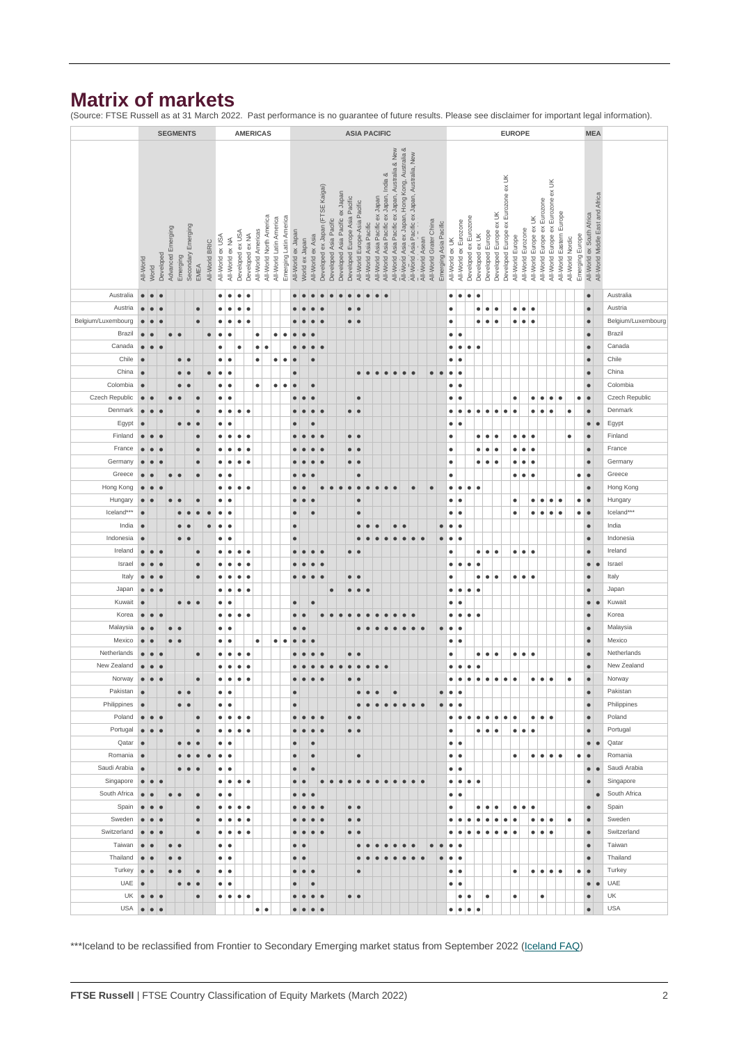| | SEGMENTS | | | | | | | | AMERICAS | | | | | | | | ASIA PACIFIC | | | | | | | | | | | | | | | | | EUROPE | | | | | | | | | | | | | | | MEA | | |
|---|---|---|---|---|---|---|---|---|---|---|---|---|---|---|---|---|---|---|---|---|---|---|---|---|---|---|---|---|---|---|---|---|---|---|---|---|---|---|---|---|---|---|---|---|---|---|---|---|---|---|---|
| | All-World | World | Developed | Advanced Emerging | Emerging | Secondary Emerging | EMEA | All-World BRIC | All-World ex USA | All-World ex NA | Developed ex USA | Developed ex NA | All-World Americas | All-World North America | All-World Latin America | Emerging Latin America | All-World ex Japan | World ex Japan | All-World ex Asia | Developed ex Japan (FTSE Kaigai) | Developed Asia Pacific | Developed Asia Pacific ex Japan | Developed Europe Asia Pacific | All-World Europe-Asia Pacific | All-World Asia Pacific | All-World Asia Pacific ex Japan | All-World Asia Pacific ex Japan, India & | All-World Asia Pacific ex Japan, Australia & New | All-World Asia ex Japan, Hong Kong, Australia & | All-World Asia Pacific ex Japan, Australia, New | All-World Asean | All-World Grater China | Emerging Asia Pacific | All-World ex UK | All-World ex Eurozone | Developed ex Eurozone | Developed ex UK | Developed Europe | Developed Europe ex UK | Developed Europe ex Eurozone ex UK | All-World Europe | All-World Eurozone | All-World Europe ex UK | All-World Europe ex Eurozone | All-World Europe ex Eurozone ex UK | All-World Eastern Europe | All-World Nordic | Emerging Europe | All-World ex South Africa | All-World Middle East and Africa | |
| Australia | ● | ● | ● | | | | | | ● | ● | ● | ● | | | | | ● | ● | ● | ● | ● | ● | ● | ● | ● | ● | ● | | | | | | | ● | ● | ● | ● | | | | | | | | | | | | ● | | Australia |
| Austria | ● | ● | ● | | | | ● | | ● | ● | ● | ● | | | | | ● | ● | ● | ● | | | ● | ● | | | | | | | | | | ● | | | ● | ● | ● | | ● | ● | ● | | | | | | ● | | Austria |
| Belgium/Luxembourg | ● | ● | ● | | | | ● | | ● | ● | ● | ● | | | | | ● | ● | ● | ● | | | ● | ● | | | | | | | | | | ● | | | ● | ● | ● | | ● | ● | ● | | | | | | ● | | Belgium/Luxembourg |
| Brazil | ● | ● | | ● | ● | | | ● | ● | ● | | | ● | | ● | ● | ● | ● | ● | | | | | | | | | | | | | | | ● | ● | | | | | | | | | | | | | | ● | | Brazil |
| Canada | ● | ● | ● | | | | | | ● | | ● | | ● | ● | | | ● | ● | ● | ● | | | | | | | | | | | | | | ● | ● | ● | ● | | | | | | | | | | | | ● | | Canada |
| Chile | ● | | | | ● | ● | | | ● | ● | | | ● | | ● | ● | ● | | ● | | | | | | | | | | | | | | | ● | ● | | | | | | | | | | | | | | ● | | Chile |
| China | ● | | | | ● | ● | | ● | ● | ● | | | | | | | ● | | | | | | | ● | ● | ● | ● | ● | ● | ● | | ● | ● | ● | ● | | | | | | | | | | | | | | ● | | China |
| Colombia | ● | | | | ● | ● | | | ● | ● | | | ● | | ● | ● | ● | | ● | | | | | | | | | | | | | | | ● | ● | | | | | | | | | | | | | | ● | | Colombia |
| Czech Republic | ● | ● | | ● | ● | | ● | | ● | ● | | | | | | | ● | ● | ● | | | | | ● | | | | | | | | | | ● | ● | | | | | | ● | | ● | ● | ● | ● | | ● | ● | | Czech Republic |
| Denmark | ● | ● | ● | | | | ● | | ● | ● | ● | ● | | | | | ● | ● | ● | ● | | | ● | ● | | | | | | | | | | ● | ● | ● | ● | ● | ● | ● | ● | | ● | ● | ● | | ● | | ● | | Denmark |
| Egypt | ● | | | | ● | ● | ● | | ● | ● | | | | | | | ● | | ● | | | | | | | | | | | | | | | ● | ● | | | | | | | | | | | | | | ● | ● | Egypt |
| Finland | ● | ● | ● | | | | ● | | ● | ● | ● | ● | | | | | ● | ● | ● | ● | | | ● | ● | | | | | | | | | | ● | | | ● | ● | ● | | ● | ● | ● | | | | ● | | ● | | Finland |
| France | ● | ● | ● | | | | ● | | ● | ● | ● | ● | | | | | ● | ● | ● | ● | | | ● | ● | | | | | | | | | | ● | | | ● | ● | ● | | ● | ● | ● | | | | | | ● | | France |
| Germany | ● | ● | ● | | | | ● | | ● | ● | ● | ● | | | | | ● | ● | ● | ● | | | ● | ● | | | | | | | | | | ● | | | ● | ● | ● | | ● | ● | ● | | | | | | ● | | Germany |
| Greece | ● | ● | | ● | ● | | ● | | ● | ● | | | | | | | ● | ● | ● | | | | | ● | | | | | | | | | | ● | | | | | | | ● | ● | ● | | | | | ● | ● | | Greece |
| Hong Kong | ● | ● | ● | | | | | | ● | ● | ● | ● | | | | | ● | ● | | ● | ● | ● | ● | ● | ● | ● | ● | ● | | ● | | ● | | ● | ● | ● | ● | | | | | | | | | | | | ● | | Hong Kong |
| Hungary | ● | ● | | ● | ● | | ● | | ● | ● | | | | | | | ● | ● | ● | | | | | ● | | | | | | | | | | ● | ● | | | | | | ● | | ● | ● | ● | ● | | ● | ● | | Hungary |
| Iceland*** | ● | | | | ● | ● | ● | ● | ● | ● | | | | | | | ● | | ● | | | | | ● | | | | | | | | | | ● | ● | | | | | | ● | | ● | ● | ● | ● | | ● | ● | | Iceland*** |
| India | ● | | | | ● | ● | | ● | ● | ● | | | | | | | ● | | | | | | | ● | ● | ● | | ● | ● | | | | ● | ● | ● | | | | | | | | | | | | | | ● | | India |
| Indonesia | ● | | | | ● | ● | | | ● | ● | | | | | | | ● | | | | | | | ● | ● | ● | ● | ● | ● | ● | ● | | ● | ● | ● | | | | | | | | | | | | | | ● | | Indonesia |
| Ireland | ● | ● | ● | | | | ● | | ● | ● | ● | ● | | | | | ● | ● | ● | ● | | | ● | ● | | | | | | | | | | ● | | | ● | ● | ● | | ● | ● | ● | | | | | | ● | | Ireland |
| Israel | ● | ● | ● | | | | ● | | ● | ● | ● | ● | | | | | ● | ● | ● | ● | | | | | | | | | | | | | | ● | ● | ● | ● | | | | | | | | | | | | ● | ● | Israel |
| Italy | ● | ● | ● | | | | ● | | ● | ● | ● | ● | | | | | ● | ● | ● | ● | | | ● | ● | | | | | | | | | | ● | | | ● | ● | ● | | ● | ● | ● | | | | | | ● | | Italy |
| Japan | ● | ● | ● | | | | | | ● | ● | ● | ● | | | | | | | | | ● | | ● | ● | ● | | | | | | | | | ● | ● | ● | ● | | | | | | | | | | | | ● | | Japan |
| Kuwait | ● | | | | ● | ● | ● | | ● | ● | | | | | | | ● | | ● | | | | | | | | | | | | | | | ● | ● | | | | | | | | | | | | | | ● | ● | Kuwait |
| Korea | ● | ● | ● | | | | | | ● | ● | ● | ● | | | | | ● | ● | | ● | ● | ● | ● | ● | ● | ● | ● | ● | ● | ● | | | | ● | ● | ● | ● | | | | | | | | | | | | ● | | Korea |
| Malaysia | ● | ● | | ● | ● | | | | ● | ● | | | | | | | ● | ● | | | | | | ● | ● | ● | ● | ● | ● | ● | ● | | ● | ● | ● | | | | | | | | | | | | | | ● | | Malaysia |
| Mexico | ● | ● | | ● | ● | | | | ● | ● | | | ● | | ● | ● | ● | ● | ● | | | | | | | | | | | | | | | ● | ● | | | | | | | | | | | | | | ● | | Mexico |
| Netherlands | ● | ● | ● | | | | ● | | ● | ● | ● | ● | | | | | ● | ● | ● | ● | | | ● | ● | | | | | | | | | | ● | | | ● | ● | ● | | ● | ● | ● | | | | | | ● | | Netherlands |
| New Zealand | ● | ● | ● | | | | | | ● | ● | ● | ● | | | | | ● | ● | ● | ● | ● | ● | ● | ● | ● | ● | ● | | | | | | | ● | ● | ● | ● | | | | | | | | | | | | ● | | New Zealand |
| Norway | ● | ● | ● | | | | ● | | ● | ● | ● | ● | | | | | ● | ● | ● | ● | | | ● | ● | | | | | | | | | | ● | ● | ● | ● | ● | ● | ● | ● | | ● | ● | ● | | ● | | ● | | Norway |
| Pakistan | ● | | | | ● | ● | | | ● | ● | | | | | | | ● | | | | | | | ● | ● | ● | | ● | | | | | ● | ● | ● | | | | | | | | | | | | | | ● | | Pakistan |
| Philippines | ● | | | | ● | ● | | | ● | ● | | | | | | | ● | | | | | | | ● | ● | ● | ● | ● | ● | ● | ● | | ● | ● | ● | | | | | | | | | | | | | | ● | | Philippines |
| Poland | ● | ● | ● | | | | ● | | ● | ● | ● | ● | | | | | ● | ● | ● | ● | | | ● | ● | | | | | | | | | | ● | ● | ● | ● | ● | ● | ● | ● | | ● | ● | ● | | | | ● | | Poland |
| Portugal | ● | ● | ● | | | | ● | | ● | ● | ● | ● | | | | | ● | ● | ● | ● | | | ● | ● | | | | | | | | | | ● | | | ● | ● | ● | | ● | ● | ● | | | | | | ● | | Portugal |
| Qatar | ● | | | | ● | ● | ● | | ● | ● | | | | | | | ● | | ● | | | | | | | | | | | | | | | ● | ● | | | | | | | | | | | | | | ● | ● | Qatar |
| Romania | ● | | | | ● | ● | ● | ● | ● | ● | | | | | | | ● | | ● | | | | | ● | | | | | | | | | | ● | ● | | | | | | ● | | ● | ● | ● | ● | | ● | ● | | Romania |
| Saudi Arabia | ● | | | | ● | ● | ● | | ● | ● | | | | | | | ● | | ● | | | | | | | | | | | | | | | ● | ● | | | | | | | | | | | | | | ● | ● | Saudi Arabia |
| Singapore | ● | ● | ● | | | | | | ● | ● | ● | ● | | | | | ● | ● | | ● | ● | ● | ● | ● | ● | ● | ● | ● | ● | ● | ● | | | ● | ● | ● | ● | | | | | | | | | | | | ● | | Singapore |
| South Africa | ● | ● | | ● | ● | | ● | | ● | ● | | | | | | | ● | ● | ● | | | | | | | | | | | | | | | ● | ● | | | | | | | | | | | | | | | ● | South Africa |
| Spain | ● | ● | ● | | | | ● | | ● | ● | ● | ● | | | | | ● | ● | ● | ● | | | ● | ● | | | | | | | | | | ● | | | ● | ● | ● | | ● | ● | ● | | | | | | ● | | Spain |
| Sweden | ● | ● | ● | | | | ● | | ● | ● | ● | ● | | | | | ● | ● | ● | ● | | | ● | ● | | | | | | | | | | ● | ● | ● | ● | ● | ● | ● | ● | | ● | ● | ● | | ● | | ● | | Sweden |
| Switzerland | ● | ● | ● | | | | ● | | ● | ● | ● | ● | | | | | ● | ● | ● | ● | | | ● | ● | | | | | | | | | | ● | ● | ● | ● | ● | ● | ● | ● | | ● | ● | ● | | | | ● | | Switzerland |
| Taiwan | ● | ● | | ● | ● | | | | ● | ● | | | | | | | ● | ● | | | | | | ● | ● | ● | ● | ● | ● | ● | | ● | ● | ● | ● | | | | | | | | | | | | | | ● | | Taiwan |
| Thailand | ● | ● | | ● | ● | | | | ● | ● | | | | | | | ● | ● | | | | | | ● | ● | ● | ● | ● | ● | ● | ● | | ● | ● | ● | | | | | | | | | | | | | | ● | | Thailand |
| Turkey | ● | ● | | ● | ● | | ● | | ● | ● | | | | | | | ● | ● | ● | | | | | ● | | | | | | | | | | ● | ● | | | | | | ● | | ● | ● | ● | ● | | ● | ● | | Turkey |
| UAE | ● | | | | ● | ● | ● | | ● | ● | | | | | | | ● | | ● | | | | | | | | | | | | | | | ● | ● | | | | | | | | | | | | | | ● | ● | UAE |
| UK | ● | ● | ● | | | | ● | | ● | ● | ● | ● | | | | | ● | ● | ● | ● | | | ● | ● | | | | | | | | | | | ● | ● | | ● | | | ● | | | ● | | | | | ● | | UK |
| USA | ● | ● | ● | | | | | | | | | | ● | ● | | | ● | ● | ● | ● | | | | | | | | | | | | | | ● | ● | ● | ● | | | | | | | | | | | | ● | | USA |

***Iceland to be reclassified from Frontier to Secondary Emerging market status from September 2022 (Iceland FAQ)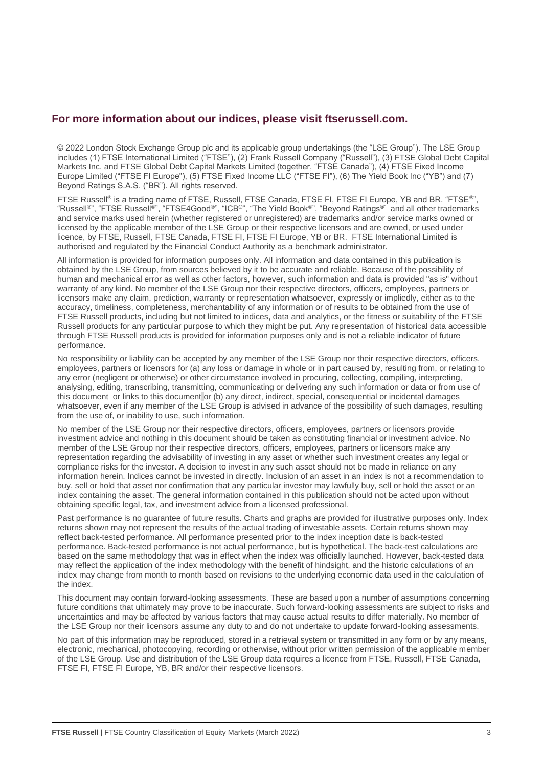## For more information about our indices, please visit ftserussell.com.

© 2022 London Stock Exchange Group plc and its applicable group undertakings (the "LSE Group"). The LSE Group includes (1) FTSE International Limited ("FTSE"), (2) Frank Russell Company ("Russell"), (3) FTSE Global Debt Capital Markets Inc. and FTSE Global Debt Capital Markets Limited (together, "FTSE Canada"), (4) FTSE Fixed Income Europe Limited ("FTSE FI Europe"), (5) FTSE Fixed Income LLC ("FTSE FI"), (6) The Yield Book Inc ("YB") and (7) Beyond Ratings S.A.S. ("BR"). All rights reserved.

FTSE Russell® is a trading name of FTSE, Russell, FTSE Canada, FTSE FI, FTSE FI Europe, YB and BR. "FTSE®", "Russell®", "FTSE Russell®", "FTSE4Good®", "ICB®", "The Yield Book®", "Beyond Ratings®" and all other trademarks and service marks used herein (whether registered or unregistered) are trademarks and/or service marks owned or licensed by the applicable member of the LSE Group or their respective licensors and are owned, or used under licence, by FTSE, Russell, FTSE Canada, FTSE FI, FTSE FI Europe, YB or BR. FTSE International Limited is authorised and regulated by the Financial Conduct Authority as a benchmark administrator.

All information is provided for information purposes only. All information and data contained in this publication is obtained by the LSE Group, from sources believed by it to be accurate and reliable. Because of the possibility of human and mechanical error as well as other factors, however, such information and data is provided "as is" without warranty of any kind. No member of the LSE Group nor their respective directors, officers, employees, partners or licensors make any claim, prediction, warranty or representation whatsoever, expressly or impliedly, either as to the accuracy, timeliness, completeness, merchantability of any information or of results to be obtained from the use of FTSE Russell products, including but not limited to indices, data and analytics, or the fitness or suitability of the FTSE Russell products for any particular purpose to which they might be put. Any representation of historical data accessible through FTSE Russell products is provided for information purposes only and is not a reliable indicator of future performance.

No responsibility or liability can be accepted by any member of the LSE Group nor their respective directors, officers, employees, partners or licensors for (a) any loss or damage in whole or in part caused by, resulting from, or relating to any error (negligent or otherwise) or other circumstance involved in procuring, collecting, compiling, interpreting, analysing, editing, transcribing, transmitting, communicating or delivering any such information or data or from use of this document or links to this document or (b) any direct, indirect, special, consequential or incidental damages whatsoever, even if any member of the LSE Group is advised in advance of the possibility of such damages, resulting from the use of, or inability to use, such information.

No member of the LSE Group nor their respective directors, officers, employees, partners or licensors provide investment advice and nothing in this document should be taken as constituting financial or investment advice. No member of the LSE Group nor their respective directors, officers, employees, partners or licensors make any representation regarding the advisability of investing in any asset or whether such investment creates any legal or compliance risks for the investor. A decision to invest in any such asset should not be made in reliance on any information herein. Indices cannot be invested in directly. Inclusion of an asset in an index is not a recommendation to buy, sell or hold that asset nor confirmation that any particular investor may lawfully buy, sell or hold the asset or an index containing the asset. The general information contained in this publication should not be acted upon without obtaining specific legal, tax, and investment advice from a licensed professional.

Past performance is no guarantee of future results. Charts and graphs are provided for illustrative purposes only. Index returns shown may not represent the results of the actual trading of investable assets. Certain returns shown may reflect back-tested performance. All performance presented prior to the index inception date is back-tested performance. Back-tested performance is not actual performance, but is hypothetical. The back-test calculations are based on the same methodology that was in effect when the index was officially launched. However, back-tested data may reflect the application of the index methodology with the benefit of hindsight, and the historic calculations of an index may change from month to month based on revisions to the underlying economic data used in the calculation of the index.

This document may contain forward-looking assessments. These are based upon a number of assumptions concerning future conditions that ultimately may prove to be inaccurate. Such forward-looking assessments are subject to risks and uncertainties and may be affected by various factors that may cause actual results to differ materially. No member of the LSE Group nor their licensors assume any duty to and do not undertake to update forward-looking assessments.

No part of this information may be reproduced, stored in a retrieval system or transmitted in any form or by any means, electronic, mechanical, photocopying, recording or otherwise, without prior written permission of the applicable member of the LSE Group. Use and distribution of the LSE Group data requires a licence from FTSE, Russell, FTSE Canada, FTSE FI, FTSE FI Europe, YB, BR and/or their respective licensors.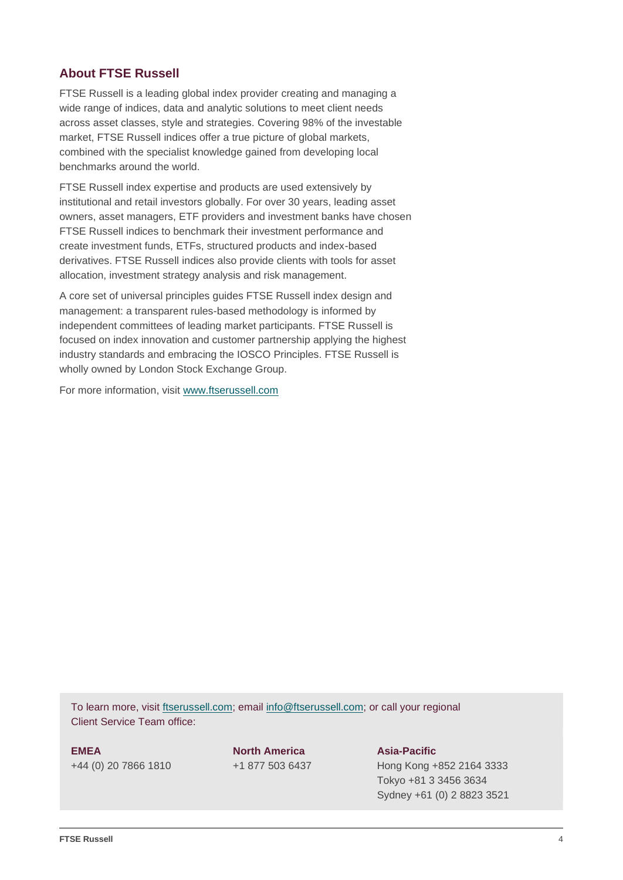## About FTSE Russell

FTSE Russell is a leading global index provider creating and managing a wide range of indices, data and analytic solutions to meet client needs across asset classes, style and strategies. Covering 98% of the investable market, FTSE Russell indices offer a true picture of global markets, combined with the specialist knowledge gained from developing local benchmarks around the world.

FTSE Russell index expertise and products are used extensively by institutional and retail investors globally. For over 30 years, leading asset owners, asset managers, ETF providers and investment banks have chosen FTSE Russell indices to benchmark their investment performance and create investment funds, ETFs, structured products and index-based derivatives. FTSE Russell indices also provide clients with tools for asset allocation, investment strategy analysis and risk management.

A core set of universal principles guides FTSE Russell index design and management: a transparent rules-based methodology is informed by independent committees of leading market participants. FTSE Russell is focused on index innovation and customer partnership applying the highest industry standards and embracing the IOSCO Principles. FTSE Russell is wholly owned by London Stock Exchange Group.

For more information, visit [www.ftserussell.com](www.ftserussell.com)

To learn more, visit [ftserussell.com](ftserussell.com); email [info@ftserussell.com](mailto:info@ftserussell.com); or call your regional Client Service Team office:

**EMEA**
+44 (0) 20 7866 1810

**North America**
+1 877 503 6437

**Asia-Pacific**
Hong Kong +852 2164 3333
Tokyo +81 3 3456 3634
Sydney +61 (0) 2 8823 3521